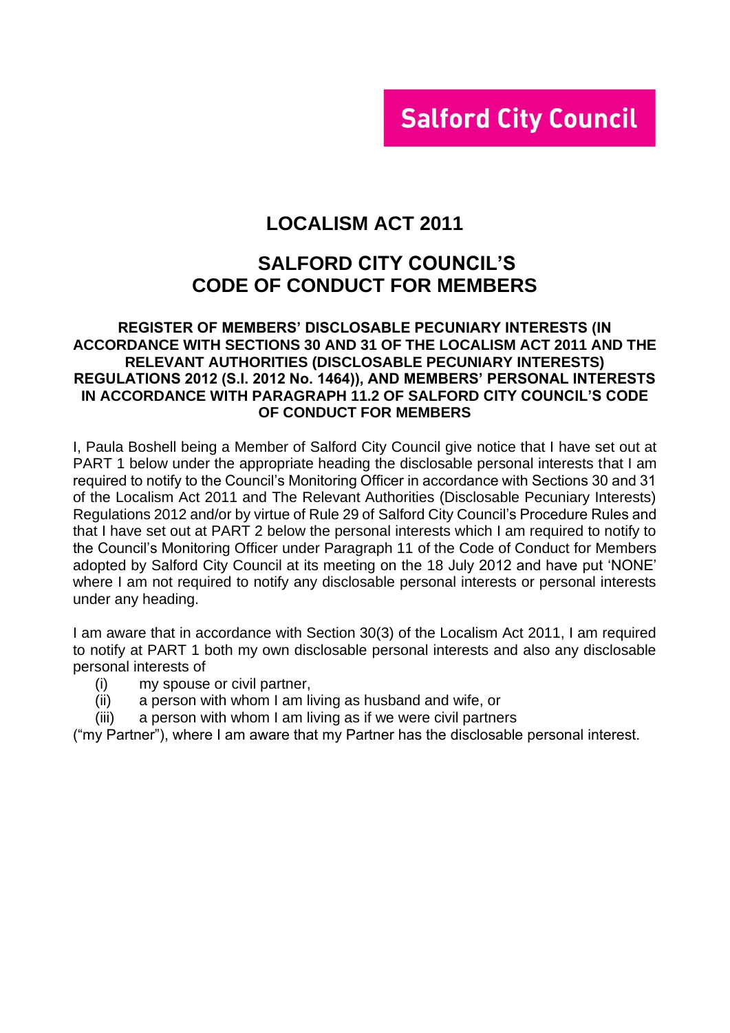**Salford City Council**

# LOCALISM ACT 2011

## SALFORD CITY COUNCIL'S CODE OF CONDUCT FOR MEMBERS

### REGISTER OF MEMBERS' DISCLOSABLE PECUNIARY INTERESTS (IN ACCORDANCE WITH SECTIONS 30 AND 31 OF THE LOCALISM ACT 2011 AND THE RELEVANT AUTHORITIES (DISCLOSABLE PECUNIARY INTERESTS) REGULATIONS 2012 (S.I. 2012 No. 1464)), AND MEMBERS' PERSONAL INTERESTS IN ACCORDANCE WITH PARAGRAPH 11.2 OF SALFORD CITY COUNCIL'S CODE OF CONDUCT FOR MEMBERS

I, Paula Boshell being a Member of Salford City Council give notice that I have set out at PART 1 below under the appropriate heading the disclosable personal interests that I am required to notify to the Council's Monitoring Officer in accordance with Sections 30 and 31 of the Localism Act 2011 and The Relevant Authorities (Disclosable Pecuniary Interests) Regulations 2012 and/or by virtue of Rule 29 of Salford City Council's Procedure Rules and that I have set out at PART 2 below the personal interests which I am required to notify to the Council's Monitoring Officer under Paragraph 11 of the Code of Conduct for Members adopted by Salford City Council at its meeting on the 18 July 2012 and have put 'NONE' where I am not required to notify any disclosable personal interests or personal interests under any heading.

I am aware that in accordance with Section 30(3) of the Localism Act 2011, I am required to notify at PART 1 both my own disclosable personal interests and also any disclosable personal interests of

(i) my spouse or civil partner,
(ii) a person with whom I am living as husband and wife, or
(iii) a person with whom I am living as if we were civil partners

("my Partner"), where I am aware that my Partner has the disclosable personal interest.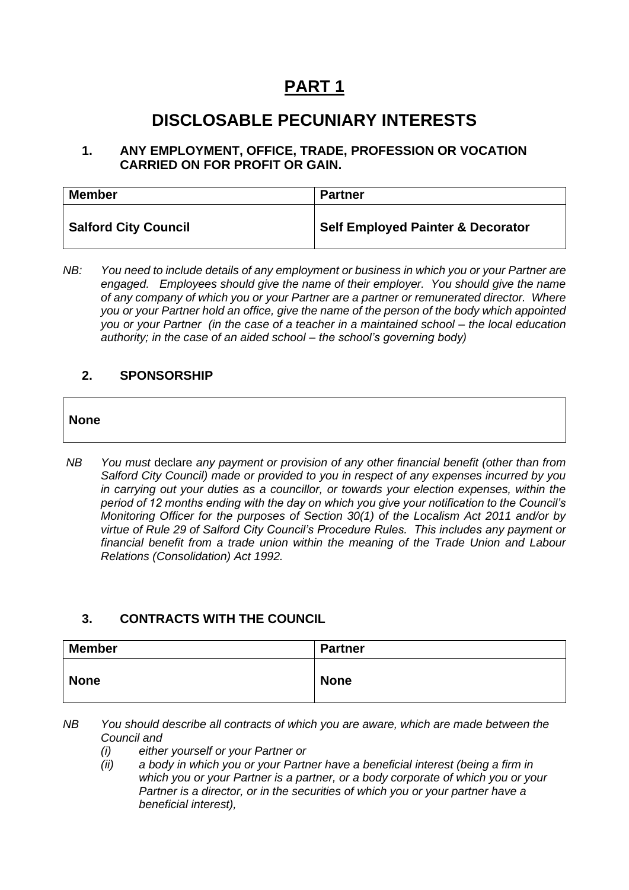# PART 1

# DISCLOSABLE PECUNIARY INTERESTS

### 1. ANY EMPLOYMENT, OFFICE, TRADE, PROFESSION OR VOCATION CARRIED ON FOR PROFIT OR GAIN.

| Member | Partner |
| --- | --- |
| **Salford City Council** | **Self Employed Painter & Decorator** |

*NB: You need to include details of any employment or business in which you or your Partner are engaged. Employees should give the name of their employer. You should give the name of any company of which you or your Partner are a partner or remunerated director. Where you or your Partner hold an office, give the name of the person of the body which appointed you or your Partner (in the case of a teacher in a maintained school – the local education authority; in the case of an aided school – the school's governing body)*

### 2. SPONSORSHIP

| None |
| --- |

*NB You must* declare *any payment or provision of any other financial benefit (other than from Salford City Council) made or provided to you in respect of any expenses incurred by you in carrying out your duties as a councillor, or towards your election expenses, within the period of 12 months ending with the day on which you give your notification to the Council's Monitoring Officer for the purposes of Section 30(1) of the Localism Act 2011 and/or by virtue of Rule 29 of Salford City Council's Procedure Rules. This includes any payment or financial benefit from a trade union within the meaning of the Trade Union and Labour Relations (Consolidation) Act 1992.*

### 3. CONTRACTS WITH THE COUNCIL

| Member | Partner |
| --- | --- |
| **None** | **None** |

*NB You should describe all contracts of which you are aware, which are made between the Council and*

*(i) either yourself or your Partner or*

*(ii) a body in which you or your Partner have a beneficial interest (being a firm in which you or your Partner is a partner, or a body corporate of which you or your Partner is a director, or in the securities of which you or your partner have a beneficial interest),*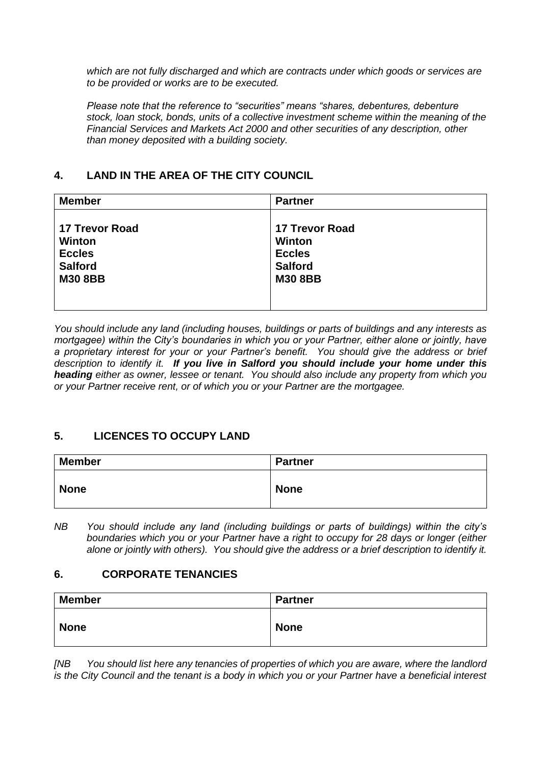*which are not fully discharged and which are contracts under which goods or services are to be provided or works are to be executed.*

*Please note that the reference to "securities" means "shares, debentures, debenture stock, loan stock, bonds, units of a collective investment scheme within the meaning of the Financial Services and Markets Act 2000 and other securities of any description, other than money deposited with a building society.*

## 4. LAND IN THE AREA OF THE CITY COUNCIL

| Member | Partner |
|---|---|
| **17 Trevor Road**<br>**Winton**<br>**Eccles**<br>**Salford**<br>**M30 8BB** | **17 Trevor Road**<br>**Winton**<br>**Eccles**<br>**Salford**<br>**M30 8BB** |

*You should include any land (including houses, buildings or parts of buildings and any interests as mortgagee) within the City's boundaries in which you or your Partner, either alone or jointly, have a proprietary interest for your or your Partner's benefit. You should give the address or brief description to identify it.* ***If you live in Salford you should include your home under this heading*** *either as owner, lessee or tenant. You should also include any property from which you or your Partner receive rent, or of which you or your Partner are the mortgagee.*

## 5. LICENCES TO OCCUPY LAND

| Member | Partner |
|---|---|
| **None** | **None** |

*NB You should include any land (including buildings or parts of buildings) within the city's boundaries which you or your Partner have a right to occupy for 28 days or longer (either alone or jointly with others). You should give the address or a brief description to identify it.*

## 6. CORPORATE TENANCIES

| Member | Partner |
|---|---|
| **None** | **None** |

*[NB You should list here any tenancies of properties of which you are aware, where the landlord is the City Council and the tenant is a body in which you or your Partner have a beneficial interest*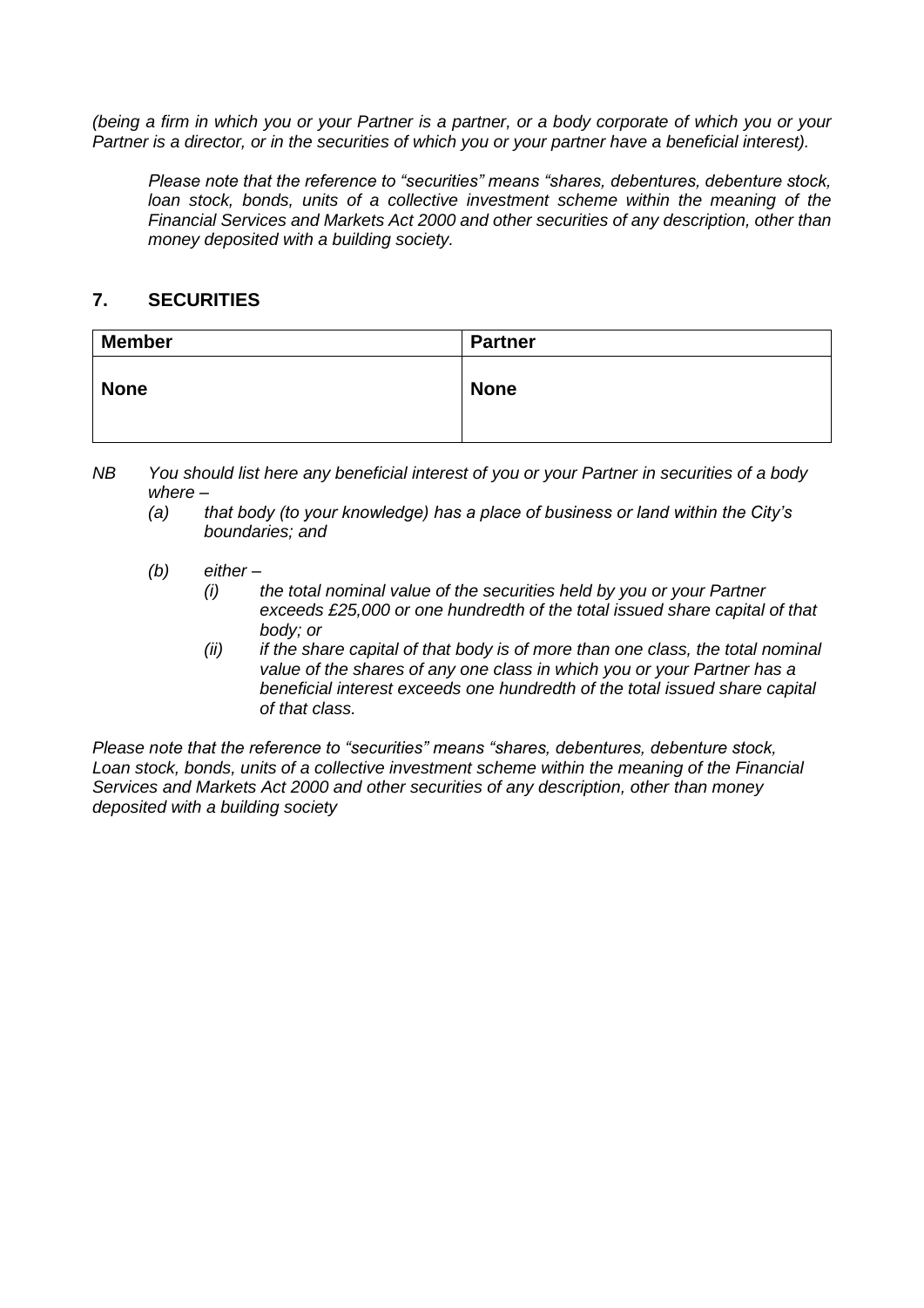*(being a firm in which you or your Partner is a partner, or a body corporate of which you or your Partner is a director, or in the securities of which you or your partner have a beneficial interest).*

> *Please note that the reference to "securities" means "shares, debentures, debenture stock, loan stock, bonds, units of a collective investment scheme within the meaning of the Financial Services and Markets Act 2000 and other securities of any description, other than money deposited with a building society.*

## 7. SECURITIES

| Member | Partner |
|---|---|
| **None** | **None** |

*NB You should list here any beneficial interest of you or your Partner in securities of a body where –*

*(a) that body (to your knowledge) has a place of business or land within the City's boundaries; and*

*(b) either –*

*(i) the total nominal value of the securities held by you or your Partner exceeds £25,000 or one hundredth of the total issued share capital of that body; or*

*(ii) if the share capital of that body is of more than one class, the total nominal value of the shares of any one class in which you or your Partner has a beneficial interest exceeds one hundredth of the total issued share capital of that class.*

*Please note that the reference to "securities" means "shares, debentures, debenture stock, Loan stock, bonds, units of a collective investment scheme within the meaning of the Financial Services and Markets Act 2000 and other securities of any description, other than money deposited with a building society*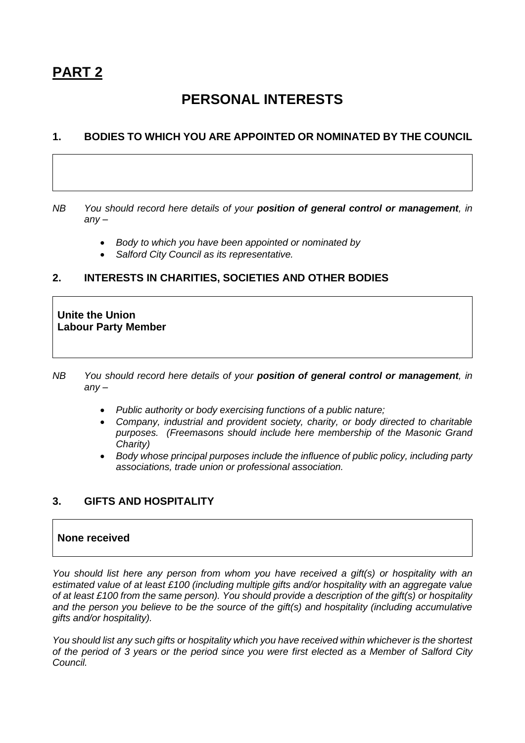# PART 2

## PERSONAL INTERESTS

### 1. BODIES TO WHICH YOU ARE APPOINTED OR NOMINATED BY THE COUNCIL

*NB You should record here details of your **position of general control or management**, in any –*

- *Body to which you have been appointed or nominated by*
- *Salford City Council as its representative.*

### 2. INTERESTS IN CHARITIES, SOCIETIES AND OTHER BODIES

**Unite the Union**
**Labour Party Member**

*NB You should record here details of your **position of general control or management**, in any –*

- *Public authority or body exercising functions of a public nature;*
- *Company, industrial and provident society, charity, or body directed to charitable purposes. (Freemasons should include here membership of the Masonic Grand Charity)*
- *Body whose principal purposes include the influence of public policy, including party associations, trade union or professional association.*

### 3. GIFTS AND HOSPITALITY

**None received**

*You should list here any person from whom you have received a gift(s) or hospitality with an estimated value of at least £100 (including multiple gifts and/or hospitality with an aggregate value of at least £100 from the same person). You should provide a description of the gift(s) or hospitality and the person you believe to be the source of the gift(s) and hospitality (including accumulative gifts and/or hospitality).*

*You should list any such gifts or hospitality which you have received within whichever is the shortest of the period of 3 years or the period since you were first elected as a Member of Salford City Council.*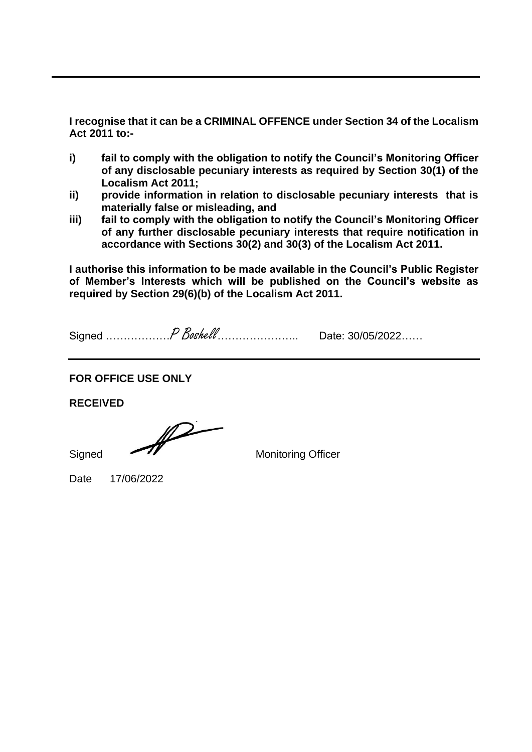---

**I recognise that it can be a CRIMINAL OFFENCE under Section 34 of the Localism Act 2011 to:-**

- **i) fail to comply with the obligation to notify the Council's Monitoring Officer of any disclosable pecuniary interests as required by Section 30(1) of the Localism Act 2011;**
- **ii) provide information in relation to disclosable pecuniary interests that is materially false or misleading, and**
- **iii) fail to comply with the obligation to notify the Council's Monitoring Officer of any further disclosable pecuniary interests that require notification in accordance with Sections 30(2) and 30(3) of the Localism Act 2011.**

**I authorise this information to be made available in the Council's Public Register of Member's Interests which will be published on the Council's website as required by Section 29(6)(b) of the Localism Act 2011.**

Signed ………………P Boshell………………….. Date: 30/05/2022……

---

**FOR OFFICE USE ONLY**

**RECEIVED**

Signed Monitoring Officer

Date 17/06/2022